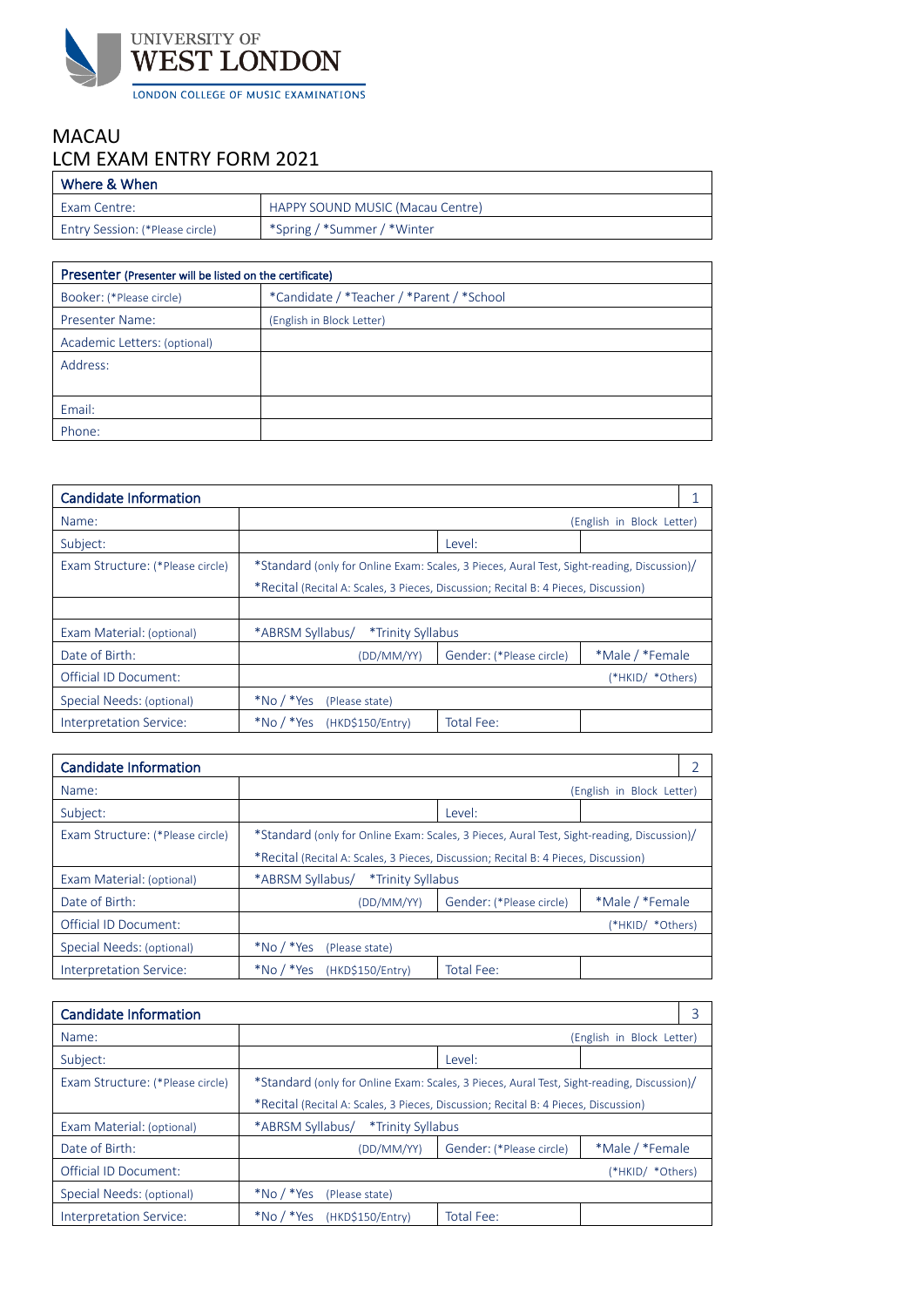UNIVERSITY OF
WEST LONDON

LONDON COLLEGE OF MUSIC EXAMINATIONS

# MACAU
# LCM EXAM ENTRY FORM 2021

| Where & When | |
|---|---|
| Exam Centre: | HAPPY SOUND MUSIC (Macau Centre) |
| Entry Session: (*Please circle) | *Spring / *Summer / *Winter |

| Presenter (Presenter will be listed on the certificate) | |
|---|---|
| Booker: (*Please circle) | *Candidate / *Teacher / *Parent / *School |
| Presenter Name: | (English in Block Letter) |
| Academic Letters: (optional) | |
| Address: | |
| Email: | |
| Phone: | |

| Candidate Information | | | 1 |
|---|---|---|---|
| Name: | (English in Block Letter) | | |
| Subject: | | Level: | |
| Exam Structure: (*Please circle) | *Standard (only for Online Exam: Scales, 3 Pieces, Aural Test, Sight-reading, Discussion)/ *Recital (Recital A: Scales, 3 Pieces, Discussion; Recital B: 4 Pieces, Discussion) | | |
| | | | |
| Exam Material: (optional) | *ABRSM Syllabus/ *Trinity Syllabus | | |
| Date of Birth: | (DD/MM/YY) | Gender: (*Please circle) | *Male / *Female |
| Official ID Document: | (*HKID/ *Others) | | |
| Special Needs: (optional) | *No / *Yes (Please state) | | |
| Interpretation Service: | *No / *Yes (HKD$150/Entry) | Total Fee: | |

| Candidate Information | | | 2 |
|---|---|---|---|
| Name: | (English in Block Letter) | | |
| Subject: | | Level: | |
| Exam Structure: (*Please circle) | *Standard (only for Online Exam: Scales, 3 Pieces, Aural Test, Sight-reading, Discussion)/ *Recital (Recital A: Scales, 3 Pieces, Discussion; Recital B: 4 Pieces, Discussion) | | |
| Exam Material: (optional) | *ABRSM Syllabus/ *Trinity Syllabus | | |
| Date of Birth: | (DD/MM/YY) | Gender: (*Please circle) | *Male / *Female |
| Official ID Document: | (*HKID/ *Others) | | |
| Special Needs: (optional) | *No / *Yes (Please state) | | |
| Interpretation Service: | *No / *Yes (HKD$150/Entry) | Total Fee: | |

| Candidate Information | | | 3 |
|---|---|---|---|
| Name: | (English in Block Letter) | | |
| Subject: | | Level: | |
| Exam Structure: (*Please circle) | *Standard (only for Online Exam: Scales, 3 Pieces, Aural Test, Sight-reading, Discussion)/ *Recital (Recital A: Scales, 3 Pieces, Discussion; Recital B: 4 Pieces, Discussion) | | |
| Exam Material: (optional) | *ABRSM Syllabus/ *Trinity Syllabus | | |
| Date of Birth: | (DD/MM/YY) | Gender: (*Please circle) | *Male / *Female |
| Official ID Document: | (*HKID/ *Others) | | |
| Special Needs: (optional) | *No / *Yes (Please state) | | |
| Interpretation Service: | *No / *Yes (HKD$150/Entry) | Total Fee: | |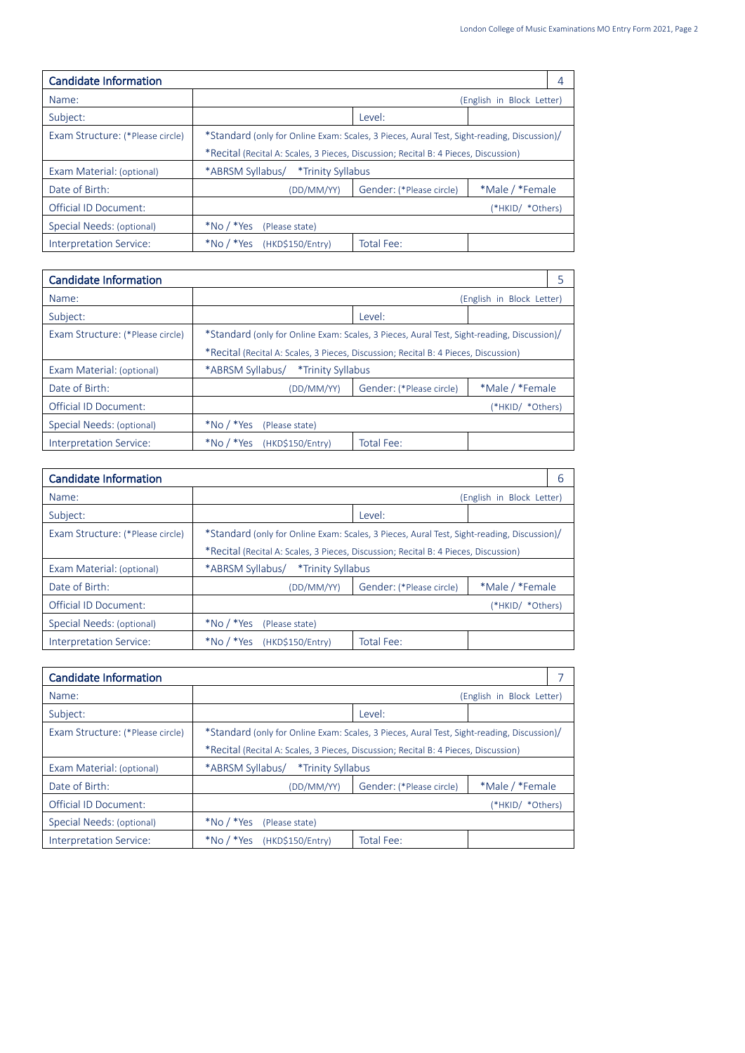| Candidate Information | | | 4 |
|---|---|---|---|
| Name: | | | (English in Block Letter) |
| Subject: | | Level: | |
| Exam Structure: (*Please circle) | *Standard (only for Online Exam: Scales, 3 Pieces, Aural Test, Sight-reading, Discussion)/ | | |
| | *Recital (Recital A: Scales, 3 Pieces, Discussion; Recital B: 4 Pieces, Discussion) | | |
| Exam Material: (optional) | *ABRSM Syllabus/ *Trinity Syllabus | | |
| Date of Birth: | (DD/MM/YY) | Gender: (*Please circle) | *Male / *Female |
| Official ID Document: | | | (*HKID/ *Others) |
| Special Needs: (optional) | *No / *Yes (Please state) | | |
| Interpretation Service: | *No / *Yes (HKD$150/Entry) | Total Fee: | |

| Candidate Information | | | 5 |
|---|---|---|---|
| Name: | | | (English in Block Letter) |
| Subject: | | Level: | |
| Exam Structure: (*Please circle) | *Standard (only for Online Exam: Scales, 3 Pieces, Aural Test, Sight-reading, Discussion)/ | | |
| | *Recital (Recital A: Scales, 3 Pieces, Discussion; Recital B: 4 Pieces, Discussion) | | |
| Exam Material: (optional) | *ABRSM Syllabus/ *Trinity Syllabus | | |
| Date of Birth: | (DD/MM/YY) | Gender: (*Please circle) | *Male / *Female |
| Official ID Document: | | | (*HKID/ *Others) |
| Special Needs: (optional) | *No / *Yes (Please state) | | |
| Interpretation Service: | *No / *Yes (HKD$150/Entry) | Total Fee: | |

| Candidate Information | | | 6 |
|---|---|---|---|
| Name: | | | (English in Block Letter) |
| Subject: | | Level: | |
| Exam Structure: (*Please circle) | *Standard (only for Online Exam: Scales, 3 Pieces, Aural Test, Sight-reading, Discussion)/ | | |
| | *Recital (Recital A: Scales, 3 Pieces, Discussion; Recital B: 4 Pieces, Discussion) | | |
| Exam Material: (optional) | *ABRSM Syllabus/ *Trinity Syllabus | | |
| Date of Birth: | (DD/MM/YY) | Gender: (*Please circle) | *Male / *Female |
| Official ID Document: | | | (*HKID/ *Others) |
| Special Needs: (optional) | *No / *Yes (Please state) | | |
| Interpretation Service: | *No / *Yes (HKD$150/Entry) | Total Fee: | |

| Candidate Information | | | 7 |
|---|---|---|---|
| Name: | | | (English in Block Letter) |
| Subject: | | Level: | |
| Exam Structure: (*Please circle) | *Standard (only for Online Exam: Scales, 3 Pieces, Aural Test, Sight-reading, Discussion)/ | | |
| | *Recital (Recital A: Scales, 3 Pieces, Discussion; Recital B: 4 Pieces, Discussion) | | |
| Exam Material: (optional) | *ABRSM Syllabus/ *Trinity Syllabus | | |
| Date of Birth: | (DD/MM/YY) | Gender: (*Please circle) | *Male / *Female |
| Official ID Document: | | | (*HKID/ *Others) |
| Special Needs: (optional) | *No / *Yes (Please state) | | |
| Interpretation Service: | *No / *Yes (HKD$150/Entry) | Total Fee: | |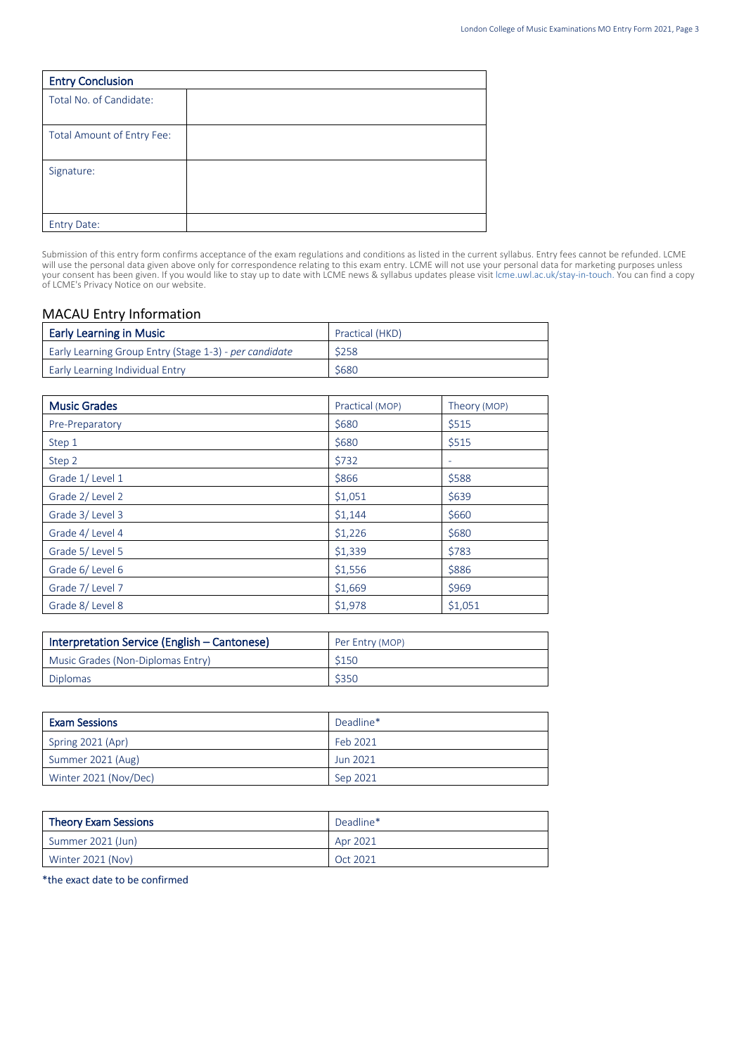| Entry Conclusion | |
|---|---|
| Total No. of Candidate: | |
| Total Amount of Entry Fee: | |
| Signature: | |
| Entry Date: | |

Submission of this entry form confirms acceptance of the exam regulations and conditions as listed in the current syllabus. Entry fees cannot be refunded. LCME will use the personal data given above only for correspondence relating to this exam entry. LCME will not use your personal data for marketing purposes unless your consent has been given. If you would like to stay up to date with LCME news & syllabus updates please visit lcme.uwl.ac.uk/stay-in-touch. You can find a copy of LCME's Privacy Notice on our website.

## MACAU Entry Information

| Early Learning in Music | Practical (HKD) |
|---|---|
| Early Learning Group Entry (Stage 1-3) - *per candidate* | $258 |
| Early Learning Individual Entry | $680 |

| Music Grades | Practical (MOP) | Theory (MOP) |
|---|---|---|
| Pre-Preparatory | $680 | $515 |
| Step 1 | $680 | $515 |
| Step 2 | $732 | - |
| Grade 1/ Level 1 | $866 | $588 |
| Grade 2/ Level 2 | $1,051 | $639 |
| Grade 3/ Level 3 | $1,144 | $660 |
| Grade 4/ Level 4 | $1,226 | $680 |
| Grade 5/ Level 5 | $1,339 | $783 |
| Grade 6/ Level 6 | $1,556 | $886 |
| Grade 7/ Level 7 | $1,669 | $969 |
| Grade 8/ Level 8 | $1,978 | $1,051 |

| Interpretation Service (English – Cantonese) | Per Entry (MOP) |
|---|---|
| Music Grades (Non-Diplomas Entry) | $150 |
| Diplomas | $350 |

| Exam Sessions | Deadline* |
|---|---|
| Spring 2021 (Apr) | Feb 2021 |
| Summer 2021 (Aug) | Jun 2021 |
| Winter 2021 (Nov/Dec) | Sep 2021 |

| Theory Exam Sessions | Deadline* |
|---|---|
| Summer 2021 (Jun) | Apr 2021 |
| Winter 2021 (Nov) | Oct 2021 |

*the exact date to be confirmed